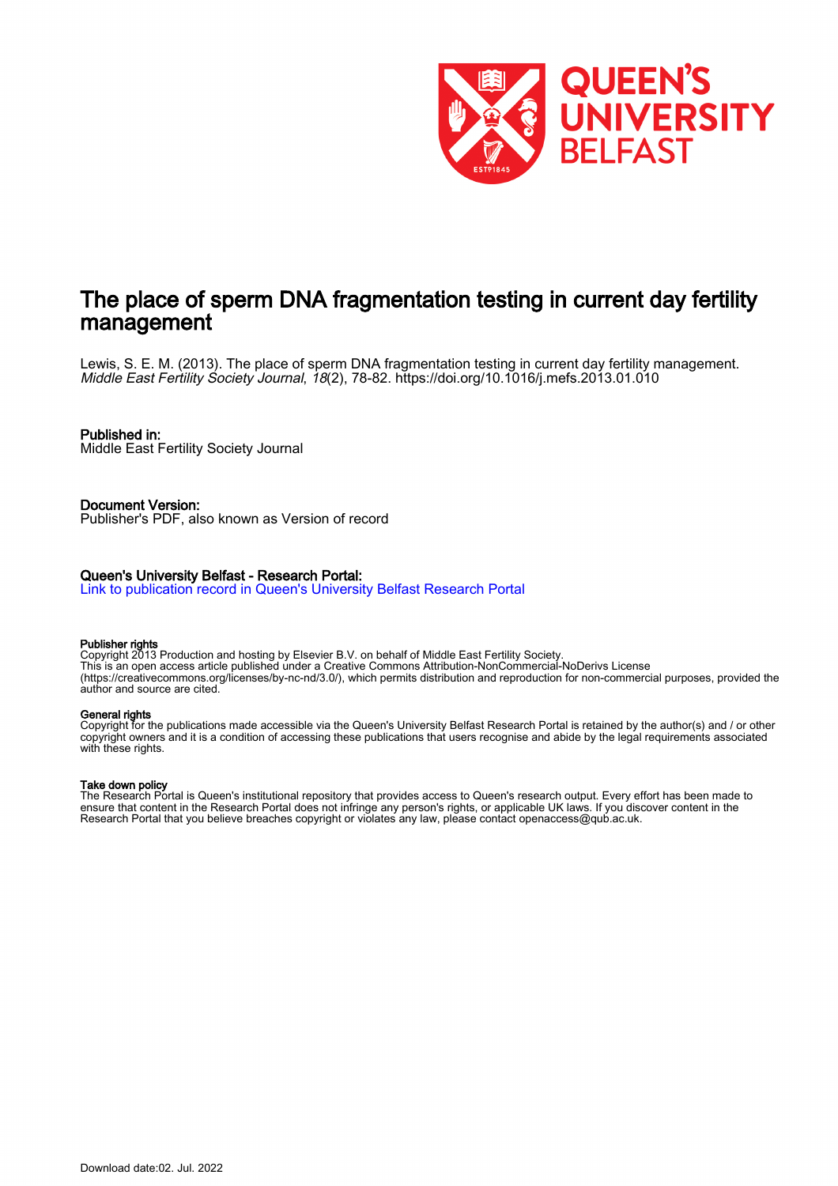# The place of sperm DNA fragmentation testing in current day fertility management

Lewis, S. E. M. (2013). The place of sperm DNA fragmentation testing in current day fertility management. *Middle East Fertility Society Journal*, *18*(2), 78-82. https://doi.org/10.1016/j.mefs.2013.01.010

**Published in:**
Middle East Fertility Society Journal

**Document Version:**
Publisher's PDF, also known as Version of record

**Queen's University Belfast - Research Portal:**
Link to publication record in Queen's University Belfast Research Portal

**Publisher rights**
Copyright 2013 Production and hosting by Elsevier B.V. on behalf of Middle East Fertility Society.
This is an open access article published under a Creative Commons Attribution-NonCommercial-NoDerivs License (https://creativecommons.org/licenses/by-nc-nd/3.0/), which permits distribution and reproduction for non-commercial purposes, provided the author and source are cited.

**General rights**
Copyright for the publications made accessible via the Queen's University Belfast Research Portal is retained by the author(s) and / or other copyright owners and it is a condition of accessing these publications that users recognise and abide by the legal requirements associated with these rights.

**Take down policy**
The Research Portal is Queen's institutional repository that provides access to Queen's research output. Every effort has been made to ensure that content in the Research Portal does not infringe any person's rights, or applicable UK laws. If you discover content in the Research Portal that you believe breaches copyright or violates any law, please contact openaccess@qub.ac.uk.

Download date:02. Jul. 2022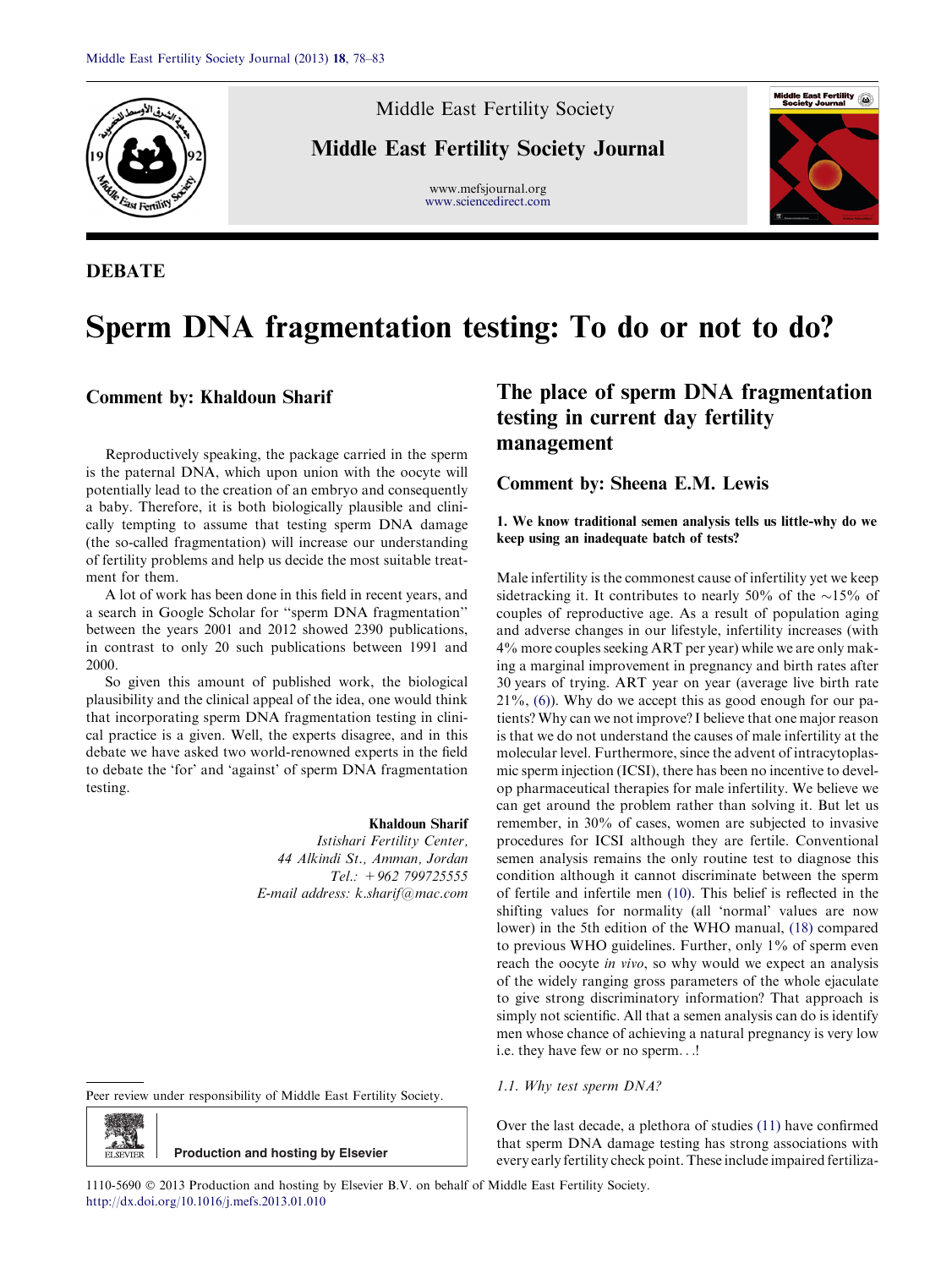## DEBATE

# Sperm DNA fragmentation testing: To do or not to do?

## Comment by: Khaldoun Sharif

Reproductively speaking, the package carried in the sperm is the paternal DNA, which upon union with the oocyte will potentially lead to the creation of an embryo and consequently a baby. Therefore, it is both biologically plausible and clinically tempting to assume that testing sperm DNA damage (the so-called fragmentation) will increase our understanding of fertility problems and help us decide the most suitable treatment for them.

A lot of work has been done in this field in recent years, and a search in Google Scholar for "sperm DNA fragmentation" between the years 2001 and 2012 showed 2390 publications, in contrast to only 20 such publications between 1991 and 2000.

So given this amount of published work, the biological plausibility and the clinical appeal of the idea, one would think that incorporating sperm DNA fragmentation testing in clinical practice is a given. Well, the experts disagree, and in this debate we have asked two world-renowned experts in the field to debate the 'for' and 'against' of sperm DNA fragmentation testing.

**Khaldoun Sharif**
*Istishari Fertility Center,*
*44 Alkindi St., Amman, Jordan*
*Tel.: +962 799725555*
*E-mail address: k.sharif@mac.com*

# The place of sperm DNA fragmentation testing in current day fertility management

## Comment by: Sheena E.M. Lewis

### 1. We know traditional semen analysis tells us little-why do we keep using an inadequate batch of tests?

Male infertility is the commonest cause of infertility yet we keep sidetracking it. It contributes to nearly 50% of the ~15% of couples of reproductive age. As a result of population aging and adverse changes in our lifestyle, infertility increases (with 4% more couples seeking ART per year) while we are only making a marginal improvement in pregnancy and birth rates after 30 years of trying. ART year on year (average live birth rate 21%, (6)). Why do we accept this as good enough for our patients? Why can we not improve? I believe that one major reason is that we do not understand the causes of male infertility at the molecular level. Furthermore, since the advent of intracytoplasmic sperm injection (ICSI), there has been no incentive to develop pharmaceutical therapies for male infertility. We believe we can get around the problem rather than solving it. But let us remember, in 30% of cases, women are subjected to invasive procedures for ICSI although they are fertile. Conventional semen analysis remains the only routine test to diagnose this condition although it cannot discriminate between the sperm of fertile and infertile men (10). This belief is reflected in the shifting values for normality (all 'normal' values are now lower) in the 5th edition of the WHO manual, (18) compared to previous WHO guidelines. Further, only 1% of sperm even reach the oocyte *in vivo*, so why would we expect an analysis of the widely ranging gross parameters of the whole ejaculate to give strong discriminatory information? That approach is simply not scientific. All that a semen analysis can do is identify men whose chance of achieving a natural pregnancy is very low i.e. they have few or no sperm…!

#### 1.1. Why test sperm DNA?

Over the last decade, a plethora of studies (11) have confirmed that sperm DNA damage testing has strong associations with every early fertility check point. These include impaired fertiliza-

Peer review under responsibility of Middle East Fertility Society.

Production and hosting by Elsevier

1110-5690 © 2013 Production and hosting by Elsevier B.V. on behalf of Middle East Fertility Society.
http://dx.doi.org/10.1016/j.mefs.2013.01.010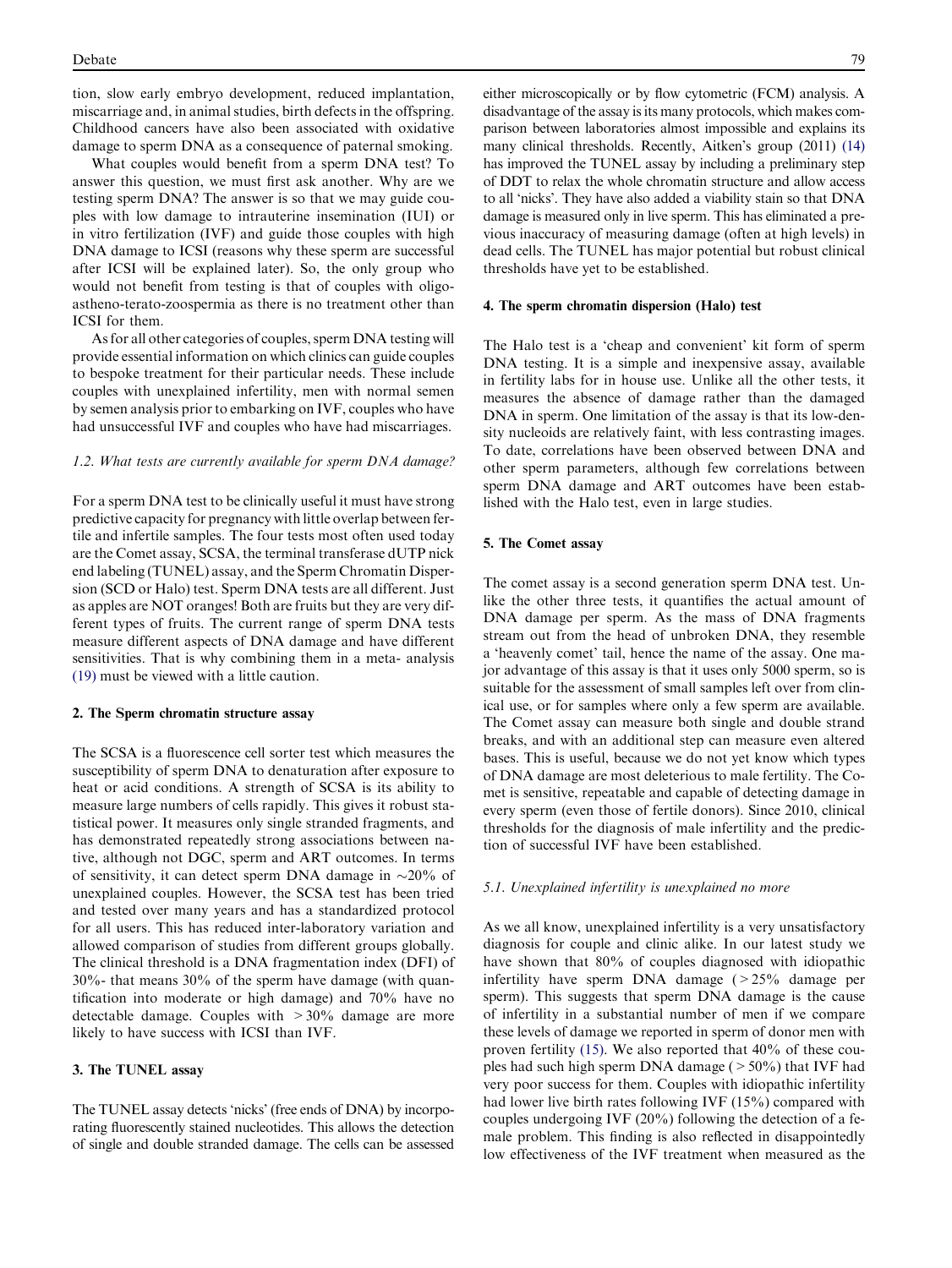tion, slow early embryo development, reduced implantation, miscarriage and, in animal studies, birth defects in the offspring. Childhood cancers have also been associated with oxidative damage to sperm DNA as a consequence of paternal smoking.

What couples would benefit from a sperm DNA test? To answer this question, we must first ask another. Why are we testing sperm DNA? The answer is so that we may guide couples with low damage to intrauterine insemination (IUI) or in vitro fertilization (IVF) and guide those couples with high DNA damage to ICSI (reasons why these sperm are successful after ICSI will be explained later). So, the only group who would not benefit from testing is that of couples with oligo-astheno-terato-zoospermia as there is no treatment other than ICSI for them.

As for all other categories of couples, sperm DNA testing will provide essential information on which clinics can guide couples to bespoke treatment for their particular needs. These include couples with unexplained infertility, men with normal semen by semen analysis prior to embarking on IVF, couples who have had unsuccessful IVF and couples who have had miscarriages.

### *1.2. What tests are currently available for sperm DNA damage?*

For a sperm DNA test to be clinically useful it must have strong predictive capacity for pregnancy with little overlap between fertile and infertile samples. The four tests most often used today are the Comet assay, SCSA, the terminal transferase dUTP nick end labeling (TUNEL) assay, and the Sperm Chromatin Dispersion (SCD or Halo) test. Sperm DNA tests are all different. Just as apples are NOT oranges! Both are fruits but they are very different types of fruits. The current range of sperm DNA tests measure different aspects of DNA damage and have different sensitivities. That is why combining them in a meta- analysis (19) must be viewed with a little caution.

## 2. The Sperm chromatin structure assay

The SCSA is a fluorescence cell sorter test which measures the susceptibility of sperm DNA to denaturation after exposure to heat or acid conditions. A strength of SCSA is its ability to measure large numbers of cells rapidly. This gives it robust statistical power. It measures only single stranded fragments, and has demonstrated repeatedly strong associations between native, although not DGC, sperm and ART outcomes. In terms of sensitivity, it can detect sperm DNA damage in ~20% of unexplained couples. However, the SCSA test has been tried and tested over many years and has a standardized protocol for all users. This has reduced inter-laboratory variation and allowed comparison of studies from different groups globally. The clinical threshold is a DNA fragmentation index (DFI) of 30%- that means 30% of the sperm have damage (with quantification into moderate or high damage) and 70% have no detectable damage. Couples with >30% damage are more likely to have success with ICSI than IVF.

## 3. The TUNEL assay

The TUNEL assay detects 'nicks' (free ends of DNA) by incorporating fluorescently stained nucleotides. This allows the detection of single and double stranded damage. The cells can be assessed either microscopically or by flow cytometric (FCM) analysis. A disadvantage of the assay is its many protocols, which makes comparison between laboratories almost impossible and explains its many clinical thresholds. Recently, Aitken's group (2011) (14) has improved the TUNEL assay by including a preliminary step of DDT to relax the whole chromatin structure and allow access to all 'nicks'. They have also added a viability stain so that DNA damage is measured only in live sperm. This has eliminated a previous inaccuracy of measuring damage (often at high levels) in dead cells. The TUNEL has major potential but robust clinical thresholds have yet to be established.

## 4. The sperm chromatin dispersion (Halo) test

The Halo test is a 'cheap and convenient' kit form of sperm DNA testing. It is a simple and inexpensive assay, available in fertility labs for in house use. Unlike all the other tests, it measures the absence of damage rather than the damaged DNA in sperm. One limitation of the assay is that its low-density nucleoids are relatively faint, with less contrasting images. To date, correlations have been observed between DNA and other sperm parameters, although few correlations between sperm DNA damage and ART outcomes have been established with the Halo test, even in large studies.

## 5. The Comet assay

The comet assay is a second generation sperm DNA test. Unlike the other three tests, it quantifies the actual amount of DNA damage per sperm. As the mass of DNA fragments stream out from the head of unbroken DNA, they resemble a 'heavenly comet' tail, hence the name of the assay. One major advantage of this assay is that it uses only 5000 sperm, so is suitable for the assessment of small samples left over from clinical use, or for samples where only a few sperm are available. The Comet assay can measure both single and double strand breaks, and with an additional step can measure even altered bases. This is useful, because we do not yet know which types of DNA damage are most deleterious to male fertility. The Comet is sensitive, repeatable and capable of detecting damage in every sperm (even those of fertile donors). Since 2010, clinical thresholds for the diagnosis of male infertility and the prediction of successful IVF have been established.

### *5.1. Unexplained infertility is unexplained no more*

As we all know, unexplained infertility is a very unsatisfactory diagnosis for couple and clinic alike. In our latest study we have shown that 80% of couples diagnosed with idiopathic infertility have sperm DNA damage (>25% damage per sperm). This suggests that sperm DNA damage is the cause of infertility in a substantial number of men if we compare these levels of damage we reported in sperm of donor men with proven fertility (15). We also reported that 40% of these couples had such high sperm DNA damage (>50%) that IVF had very poor success for them. Couples with idiopathic infertility had lower live birth rates following IVF (15%) compared with couples undergoing IVF (20%) following the detection of a female problem. This finding is also reflected in disappointedly low effectiveness of the IVF treatment when measured as the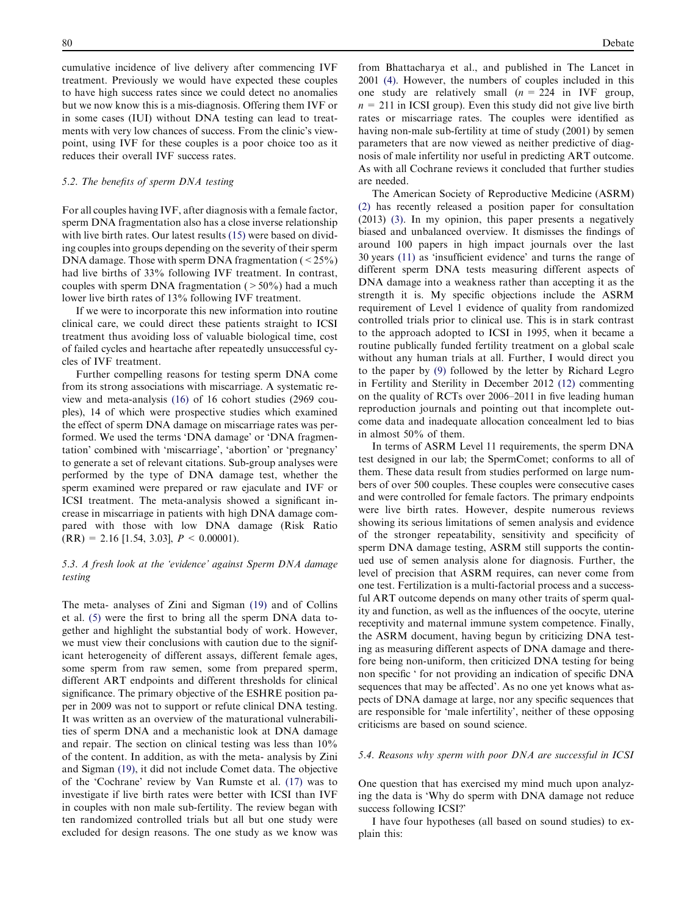cumulative incidence of live delivery after commencing IVF treatment. Previously we would have expected these couples to have high success rates since we could detect no anomalies but we now know this is a mis-diagnosis. Offering them IVF or in some cases (IUI) without DNA testing can lead to treatments with very low chances of success. From the clinic's viewpoint, using IVF for these couples is a poor choice too as it reduces their overall IVF success rates.

### 5.2. The benefits of sperm DNA testing

For all couples having IVF, after diagnosis with a female factor, sperm DNA fragmentation also has a close inverse relationship with live birth rates. Our latest results (15) were based on dividing couples into groups depending on the severity of their sperm DNA damage. Those with sperm DNA fragmentation (< 25%) had live births of 33% following IVF treatment. In contrast, couples with sperm DNA fragmentation (> 50%) had a much lower live birth rates of 13% following IVF treatment.

If we were to incorporate this new information into routine clinical care, we could direct these patients straight to ICSI treatment thus avoiding loss of valuable biological time, cost of failed cycles and heartache after repeatedly unsuccessful cycles of IVF treatment.

Further compelling reasons for testing sperm DNA come from its strong associations with miscarriage. A systematic review and meta-analysis (16) of 16 cohort studies (2969 couples), 14 of which were prospective studies which examined the effect of sperm DNA damage on miscarriage rates was performed. We used the terms 'DNA damage' or 'DNA fragmentation' combined with 'miscarriage', 'abortion' or 'pregnancy' to generate a set of relevant citations. Sub-group analyses were performed by the type of DNA damage test, whether the sperm examined were prepared or raw ejaculate and IVF or ICSI treatment. The meta-analysis showed a significant increase in miscarriage in patients with high DNA damage compared with those with low DNA damage (Risk Ratio (RR) = 2.16 [1.54, 3.03], $P < 0.00001$).

### 5.3. A fresh look at the 'evidence' against Sperm DNA damage testing

The meta- analyses of Zini and Sigman (19) and of Collins et al. (5) were the first to bring all the sperm DNA data together and highlight the substantial body of work. However, we must view their conclusions with caution due to the significant heterogeneity of different assays, different female ages, some sperm from raw semen, some from prepared sperm, different ART endpoints and different thresholds for clinical significance. The primary objective of the ESHRE position paper in 2009 was not to support or refute clinical DNA testing. It was written as an overview of the maturational vulnerabilities of sperm DNA and a mechanistic look at DNA damage and repair. The section on clinical testing was less than 10% of the content. In addition, as with the meta- analysis by Zini and Sigman (19), it did not include Comet data. The objective of the 'Cochrane' review by Van Rumste et al. (17) was to investigate if live birth rates were better with ICSI than IVF in couples with non male sub-fertility. The review began with ten randomized controlled trials but all but one study were excluded for design reasons. The one study as we know was from Bhattacharya et al., and published in The Lancet in 2001 (4). However, the numbers of couples included in this one study are relatively small ($n$ = 224 in IVF group, $n$ = 211 in ICSI group). Even this study did not give live birth rates or miscarriage rates. The couples were identified as having non-male sub-fertility at time of study (2001) by semen parameters that are now viewed as neither predictive of diagnosis of male infertility nor useful in predicting ART outcome. As with all Cochrane reviews it concluded that further studies are needed.

The American Society of Reproductive Medicine (ASRM) (2) has recently released a position paper for consultation (2013) (3). In my opinion, this paper presents a negatively biased and unbalanced overview. It dismisses the findings of around 100 papers in high impact journals over the last 30 years (11) as 'insufficient evidence' and turns the range of different sperm DNA tests measuring different aspects of DNA damage into a weakness rather than accepting it as the strength it is. My specific objections include the ASRM requirement of Level 1 evidence of quality from randomized controlled trials prior to clinical use. This is in stark contrast to the approach adopted to ICSI in 1995, when it became a routine publically funded fertility treatment on a global scale without any human trials at all. Further, I would direct you to the paper by (9) followed by the letter by Richard Legro in Fertility and Sterility in December 2012 (12) commenting on the quality of RCTs over 2006–2011 in five leading human reproduction journals and pointing out that incomplete outcome data and inadequate allocation concealment led to bias in almost 50% of them.

In terms of ASRM Level 11 requirements, the sperm DNA test designed in our lab; the SpermComet; conforms to all of them. These data result from studies performed on large numbers of over 500 couples. These couples were consecutive cases and were controlled for female factors. The primary endpoints were live birth rates. However, despite numerous reviews showing its serious limitations of semen analysis and evidence of the stronger repeatability, sensitivity and specificity of sperm DNA damage testing, ASRM still supports the continued use of semen analysis alone for diagnosis. Further, the level of precision that ASRM requires, can never come from one test. Fertilization is a multi-factorial process and a successful ART outcome depends on many other traits of sperm quality and function, as well as the influences of the oocyte, uterine receptivity and maternal immune system competence. Finally, the ASRM document, having begun by criticizing DNA testing as measuring different aspects of DNA damage and therefore being non-uniform, then criticized DNA testing for being non specific ' for not providing an indication of specific DNA sequences that may be affected'. As no one yet knows what aspects of DNA damage at large, nor any specific sequences that are responsible for 'male infertility', neither of these opposing criticisms are based on sound science.

### 5.4. Reasons why sperm with poor DNA are successful in ICSI

One question that has exercised my mind much upon analyzing the data is 'Why do sperm with DNA damage not reduce success following ICSI?'

I have four hypotheses (all based on sound studies) to explain this: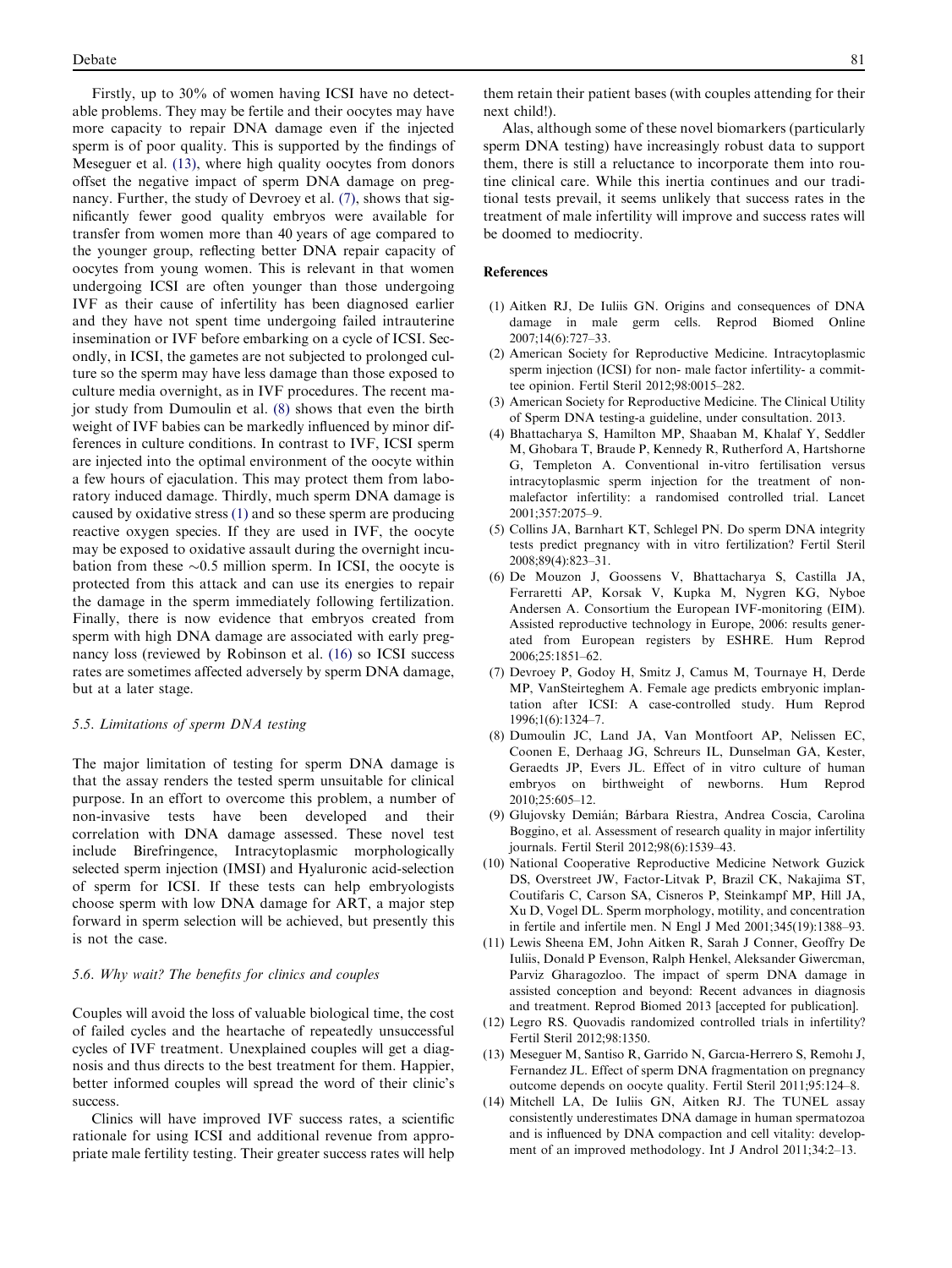Firstly, up to 30% of women having ICSI have no detectable problems. They may be fertile and their oocytes may have more capacity to repair DNA damage even if the injected sperm is of poor quality. This is supported by the findings of Meseguer et al. (13), where high quality oocytes from donors offset the negative impact of sperm DNA damage on pregnancy. Further, the study of Devroey et al. (7), shows that significantly fewer good quality embryos were available for transfer from women more than 40 years of age compared to the younger group, reflecting better DNA repair capacity of oocytes from young women. This is relevant in that women undergoing ICSI are often younger than those undergoing IVF as their cause of infertility has been diagnosed earlier and they have not spent time undergoing failed intrauterine insemination or IVF before embarking on a cycle of ICSI. Secondly, in ICSI, the gametes are not subjected to prolonged culture so the sperm may have less damage than those exposed to culture media overnight, as in IVF procedures. The recent major study from Dumoulin et al. (8) shows that even the birth weight of IVF babies can be markedly influenced by minor differences in culture conditions. In contrast to IVF, ICSI sperm are injected into the optimal environment of the oocyte within a few hours of ejaculation. This may protect them from laboratory induced damage. Thirdly, much sperm DNA damage is caused by oxidative stress (1) and so these sperm are producing reactive oxygen species. If they are used in IVF, the oocyte may be exposed to oxidative assault during the overnight incubation from these ~0.5 million sperm. In ICSI, the oocyte is protected from this attack and can use its energies to repair the damage in the sperm immediately following fertilization. Finally, there is now evidence that embryos created from sperm with high DNA damage are associated with early pregnancy loss (reviewed by Robinson et al. (16) so ICSI success rates are sometimes affected adversely by sperm DNA damage, but at a later stage.

### *5.5. Limitations of sperm DNA testing*

The major limitation of testing for sperm DNA damage is that the assay renders the tested sperm unsuitable for clinical purpose. In an effort to overcome this problem, a number of non-invasive tests have been developed and their correlation with DNA damage assessed. These novel test include Birefringence, Intracytoplasmic morphologically selected sperm injection (IMSI) and Hyaluronic acid-selection of sperm for ICSI. If these tests can help embryologists choose sperm with low DNA damage for ART, a major step forward in sperm selection will be achieved, but presently this is not the case.

### *5.6. Why wait? The benefits for clinics and couples*

Couples will avoid the loss of valuable biological time, the cost of failed cycles and the heartache of repeatedly unsuccessful cycles of IVF treatment. Unexplained couples will get a diagnosis and thus directs to the best treatment for them. Happier, better informed couples will spread the word of their clinic's success.

Clinics will have improved IVF success rates, a scientific rationale for using ICSI and additional revenue from appropriate male fertility testing. Their greater success rates will help them retain their patient bases (with couples attending for their next child!).

Alas, although some of these novel biomarkers (particularly sperm DNA testing) have increasingly robust data to support them, there is still a reluctance to incorporate them into routine clinical care. While this inertia continues and our traditional tests prevail, it seems unlikely that success rates in the treatment of male infertility will improve and success rates will be doomed to mediocrity.

## References

(1) Aitken RJ, De Iuliis GN. Origins and consequences of DNA damage in male germ cells. Reprod Biomed Online 2007;14(6):727–33.

(2) American Society for Reproductive Medicine. Intracytoplasmic sperm injection (ICSI) for non- male factor infertility- a committee opinion. Fertil Steril 2012;98:0015–282.

(3) American Society for Reproductive Medicine. The Clinical Utility of Sperm DNA testing-a guideline, under consultation. 2013.

(4) Bhattacharya S, Hamilton MP, Shaaban M, Khalaf Y, Seddler M, Ghobara T, Braude P, Kennedy R, Rutherford A, Hartshorne G, Templeton A. Conventional in-vitro fertilisation versus intracytoplasmic sperm injection for the treatment of non-malefactor infertility: a randomised controlled trial. Lancet 2001;357:2075–9.

(5) Collins JA, Barnhart KT, Schlegel PN. Do sperm DNA integrity tests predict pregnancy with in vitro fertilization? Fertil Steril 2008;89(4):823–31.

(6) De Mouzon J, Goossens V, Bhattacharya S, Castilla JA, Ferraretti AP, Korsak V, Kupka M, Nygren KG, Nyboe Andersen A. Consortium the European IVF-monitoring (EIM). Assisted reproductive technology in Europe, 2006: results generated from European registers by ESHRE. Hum Reprod 2006;25:1851–62.

(7) Devroey P, Godoy H, Smitz J, Camus M, Tournaye H, Derde MP, VanSteirteghem A. Female age predicts embryonic implantation after ICSI: A case-controlled study. Hum Reprod 1996;1(6):1324–7.

(8) Dumoulin JC, Land JA, Van Montfoort AP, Nelissen EC, Coonen E, Derhaag JG, Schreurs IL, Dunselman GA, Kester, Geraedts JP, Evers JL. Effect of in vitro culture of human embryos on birthweight of newborns. Hum Reprod 2010;25:605–12.

(9) Glujovsky Demián; Bárbara Riestra, Andrea Coscia, Carolina Boggino, et al. Assessment of research quality in major infertility journals. Fertil Steril 2012;98(6):1539–43.

(10) National Cooperative Reproductive Medicine Network Guzick DS, Overstreet JW, Factor-Litvak P, Brazil CK, Nakajima ST, Coutifaris C, Carson SA, Cisneros P, Steinkampf MP, Hill JA, Xu D, Vogel DL. Sperm morphology, motility, and concentration in fertile and infertile men. N Engl J Med 2001;345(19):1388–93.

(11) Lewis Sheena EM, John Aitken R, Sarah J Conner, Geoffry De Iuliis, Donald P Evenson, Ralph Henkel, Aleksander Giwercman, Parviz Gharagozloo. The impact of sperm DNA damage in assisted conception and beyond: Recent advances in diagnosis and treatment. Reprod Biomed 2013 [accepted for publication].

(12) Legro RS. Quovadis randomized controlled trials in infertility? Fertil Steril 2012;98:1350.

(13) Meseguer M, Santiso R, Garrido N, Garcıa-Herrero S, Remohı J, Fernandez JL. Effect of sperm DNA fragmentation on pregnancy outcome depends on oocyte quality. Fertil Steril 2011;95:124–8.

(14) Mitchell LA, De Iuliis GN, Aitken RJ. The TUNEL assay consistently underestimates DNA damage in human spermatozoa and is influenced by DNA compaction and cell vitality: development of an improved methodology. Int J Androl 2011;34:2–13.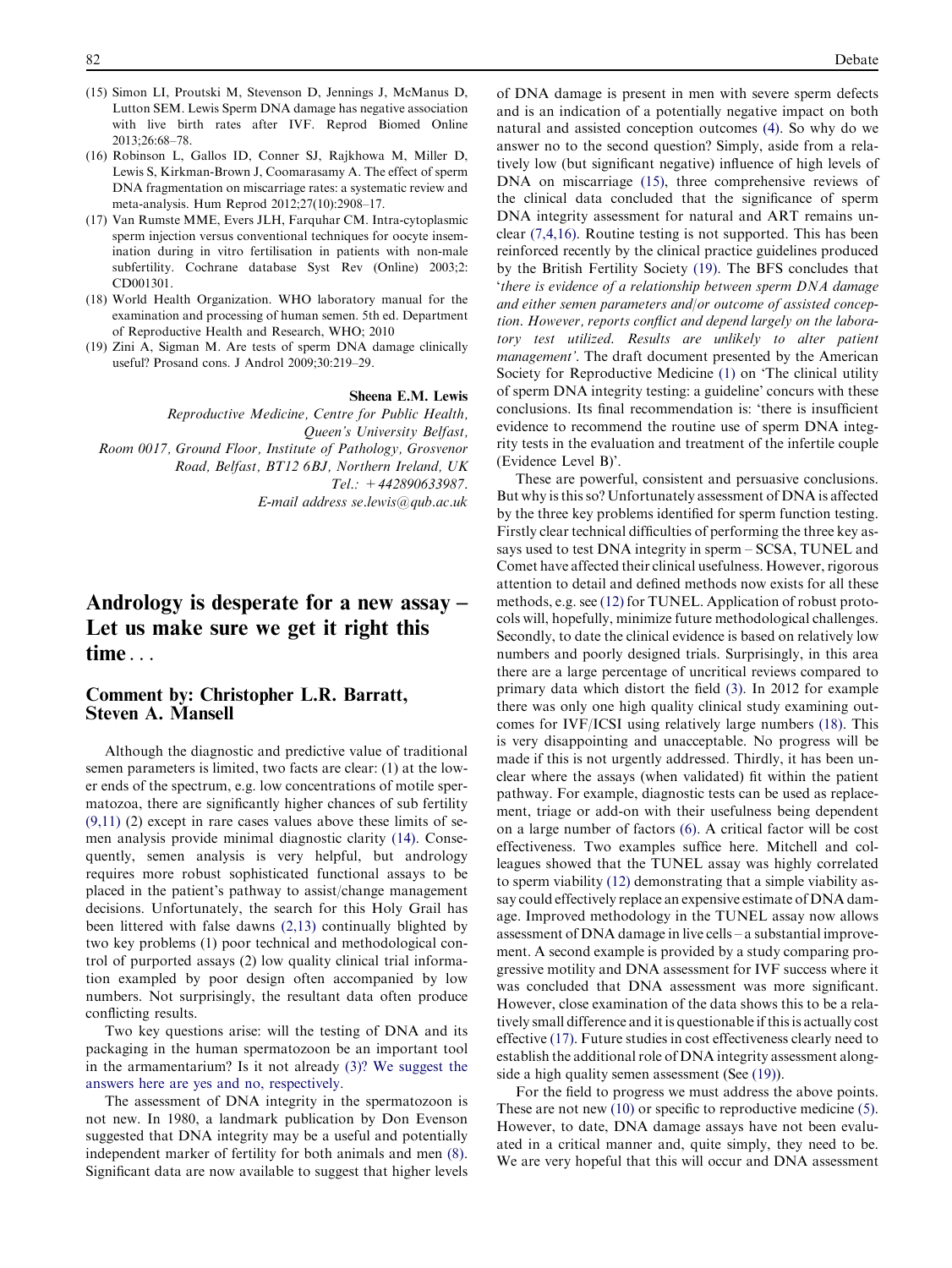(15) Simon LI, Proutski M, Stevenson D, Jennings J, McManus D, Lutton SEM. Lewis Sperm DNA damage has negative association with live birth rates after IVF. Reprod Biomed Online 2013;26:68–78.

(16) Robinson L, Gallos ID, Conner SJ, Rajkhowa M, Miller D, Lewis S, Kirkman-Brown J, Coomarasamy A. The effect of sperm DNA fragmentation on miscarriage rates: a systematic review and meta-analysis. Hum Reprod 2012;27(10):2908–17.

(17) Van Rumste MME, Evers JLH, Farquhar CM. Intra-cytoplasmic sperm injection versus conventional techniques for oocyte insemination during in vitro fertilisation in patients with non-male subfertility. Cochrane database Syst Rev (Online) 2003;2: CD001301.

(18) World Health Organization. WHO laboratory manual for the examination and processing of human semen. 5th ed. Department of Reproductive Health and Research, WHO; 2010

(19) Zini A, Sigman M. Are tests of sperm DNA damage clinically useful? Prosand cons. J Androl 2009;30:219–29.

**Sheena E.M. Lewis**

*Reproductive Medicine, Centre for Public Health,*
*Queen's University Belfast,*
*Room 0017, Ground Floor, Institute of Pathology, Grosvenor Road, Belfast, BT12 6BJ, Northern Ireland, UK*
*Tel.: +442890633987.*
*E-mail address se.lewis@qub.ac.uk*

# Andrology is desperate for a new assay – Let us make sure we get it right this time . . .

## Comment by: Christopher L.R. Barratt, Steven A. Mansell

Although the diagnostic and predictive value of traditional semen parameters is limited, two facts are clear: (1) at the lower ends of the spectrum, e.g. low concentrations of motile spermatozoa, there are significantly higher chances of sub fertility (9,11) (2) except in rare cases values above these limits of semen analysis provide minimal diagnostic clarity (14). Consequently, semen analysis is very helpful, but andrology requires more robust sophisticated functional assays to be placed in the patient's pathway to assist/change management decisions. Unfortunately, the search for this Holy Grail has been littered with false dawns (2,13) continually blighted by two key problems (1) poor technical and methodological control of purported assays (2) low quality clinical trial information exampled by poor design often accompanied by low numbers. Not surprisingly, the resultant data often produce conflicting results.

Two key questions arise: will the testing of DNA and its packaging in the human spermatozoon be an important tool in the armamentarium? Is it not already (3)? We suggest the answers here are yes and no, respectively.

The assessment of DNA integrity in the spermatozoon is not new. In 1980, a landmark publication by Don Evenson suggested that DNA integrity may be a useful and potentially independent marker of fertility for both animals and men (8). Significant data are now available to suggest that higher levels of DNA damage is present in men with severe sperm defects and is an indication of a potentially negative impact on both natural and assisted conception outcomes (4). So why do we answer no to the second question? Simply, aside from a relatively low (but significant negative) influence of high levels of DNA on miscarriage (15), three comprehensive reviews of the clinical data concluded that the significance of sperm DNA integrity assessment for natural and ART remains unclear (7,4,16). Routine testing is not supported. This has been reinforced recently by the clinical practice guidelines produced by the British Fertility Society (19). The BFS concludes that '*there is evidence of a relationship between sperm DNA damage and either semen parameters and/or outcome of assisted conception. However, reports conflict and depend largely on the laboratory test utilized. Results are unlikely to alter patient management*'. The draft document presented by the American Society for Reproductive Medicine (1) on 'The clinical utility of sperm DNA integrity testing: a guideline' concurs with these conclusions. Its final recommendation is: 'there is insufficient evidence to recommend the routine use of sperm DNA integrity tests in the evaluation and treatment of the infertile couple (Evidence Level B)'.

These are powerful, consistent and persuasive conclusions. But why is this so? Unfortunately assessment of DNA is affected by the three key problems identified for sperm function testing. Firstly clear technical difficulties of performing the three key assays used to test DNA integrity in sperm – SCSA, TUNEL and Comet have affected their clinical usefulness. However, rigorous attention to detail and defined methods now exists for all these methods, e.g. see (12) for TUNEL. Application of robust protocols will, hopefully, minimize future methodological challenges. Secondly, to date the clinical evidence is based on relatively low numbers and poorly designed trials. Surprisingly, in this area there are a large percentage of uncritical reviews compared to primary data which distort the field (3). In 2012 for example there was only one high quality clinical study examining outcomes for IVF/ICSI using relatively large numbers (18). This is very disappointing and unacceptable. No progress will be made if this is not urgently addressed. Thirdly, it has been unclear where the assays (when validated) fit within the patient pathway. For example, diagnostic tests can be used as replacement, triage or add-on with their usefulness being dependent on a large number of factors (6). A critical factor will be cost effectiveness. Two examples suffice here. Mitchell and colleagues showed that the TUNEL assay was highly correlated to sperm viability (12) demonstrating that a simple viability assay could effectively replace an expensive estimate of DNA damage. Improved methodology in the TUNEL assay now allows assessment of DNA damage in live cells – a substantial improvement. A second example is provided by a study comparing progressive motility and DNA assessment for IVF success where it was concluded that DNA assessment was more significant. However, close examination of the data shows this to be a relatively small difference and it is questionable if this is actually cost effective (17). Future studies in cost effectiveness clearly need to establish the additional role of DNA integrity assessment alongside a high quality semen assessment (See (19)).

For the field to progress we must address the above points. These are not new (10) or specific to reproductive medicine (5). However, to date, DNA damage assays have not been evaluated in a critical manner and, quite simply, they need to be. We are very hopeful that this will occur and DNA assessment